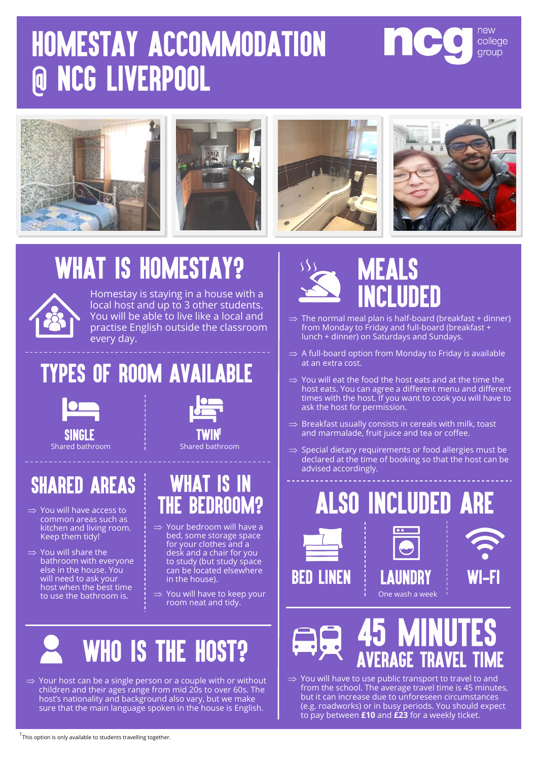# HOMESTAY ACCOMMODATION @ NCG LIVERPOOL

ncg new college group

## WHAT IS HOMESTAY?

Homestay is staying in a house with a local host and up to 3 other students. You will be able to live like a local and practise English outside the classroom every day.

## TYPES OF ROOM AVAILABLE

**SINGLE**
Shared bathroom

**TWIN**[1]
Shared bathroom

## SHARED AREAS

- You will have access to common areas such as kitchen and living room. Keep them tidy!
- You will share the bathroom with everyone else in the house. You will need to ask your host when the best time to use the bathroom is.

## WHAT IS IN THE BEDROOM?

- Your bedroom will have a bed, some storage space for your clothes and a desk and a chair for you to study (but study space can be located elsewhere in the house).
- You will have to keep your room neat and tidy.

## WHO IS THE HOST?

- Your host can be a single person or a couple with or without children and their ages range from mid 20s to over 60s. The host's nationality and background also vary, but we make sure that the main language spoken in the house is English.

## MEALS INCLUDED

- The normal meal plan is half-board (breakfast + dinner) from Monday to Friday and full-board (breakfast + lunch + dinner) on Saturdays and Sundays.
- A full-board option from Monday to Friday is available at an extra cost.
- You will eat the food the host eats and at the time the host eats. You can agree a different menu and different times with the host. If you want to cook you will have to ask the host for permission.
- Breakfast usually consists in cereals with milk, toast and marmalade, fruit juice and tea or coffee.
- Special dietary requirements or food allergies must be declared at the time of booking so that the host can be advised accordingly.

## ALSO INCLUDED ARE

**BED LINEN**

**LAUNDRY**
One wash a week

**WI-FI**

## 45 MINUTES AVERAGE TRAVEL TIME

- You will have to use public transport to travel to and from the school. The average travel time is 45 minutes, but it can increase due to unforeseen circumstances (e.g. roadworks) or in busy periods. You should expect to pay between **£10** and **£23** for a weekly ticket.

[1] This option is only available to students travelling together.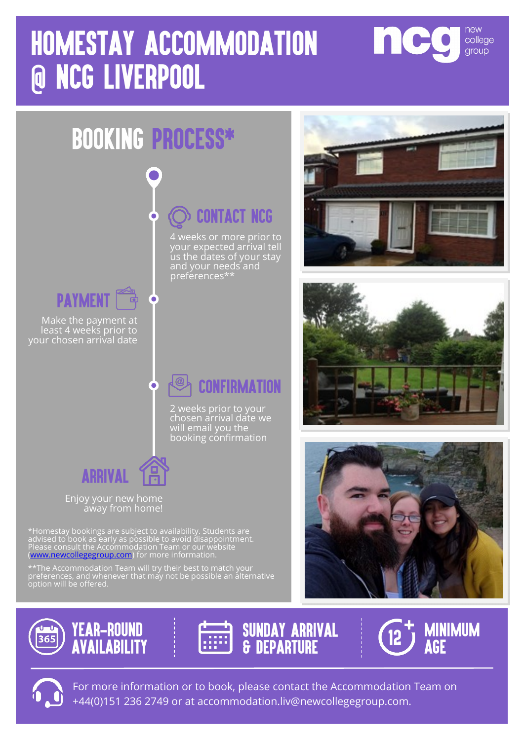# HOMESTAY ACCOMMODATION @ NCG LIVERPOOL

new college group

## BOOKING PROCESS*

### CONTACT NCG

4 weeks or more prior to your expected arrival tell us the dates of your stay and your needs and preferences**

### PAYMENT

Make the payment at least 4 weeks prior to your chosen arrival date

### CONFIRMATION

2 weeks prior to your chosen arrival date we will email you the booking confirmation

### ARRIVAL

Enjoy your new home away from home!

*Homestay bookings are subject to availability. Students are advised to book as early as possible to avoid disappointment. Please consult the Accommodation Team or our website (www.newcollegegroup.com) for more information.

**The Accommodation Team will try their best to match your preferences, and whenever that may not be possible an alternative option will be offered.

**365 YEAR-ROUND AVAILABILITY**

**SUNDAY ARRIVAL & DEPARTURE**

**12+ MINIMUM AGE**

For more information or to book, please contact the Accommodation Team on +44(0)151 236 2749 or at accommodation.liv@newcollegegroup.com.